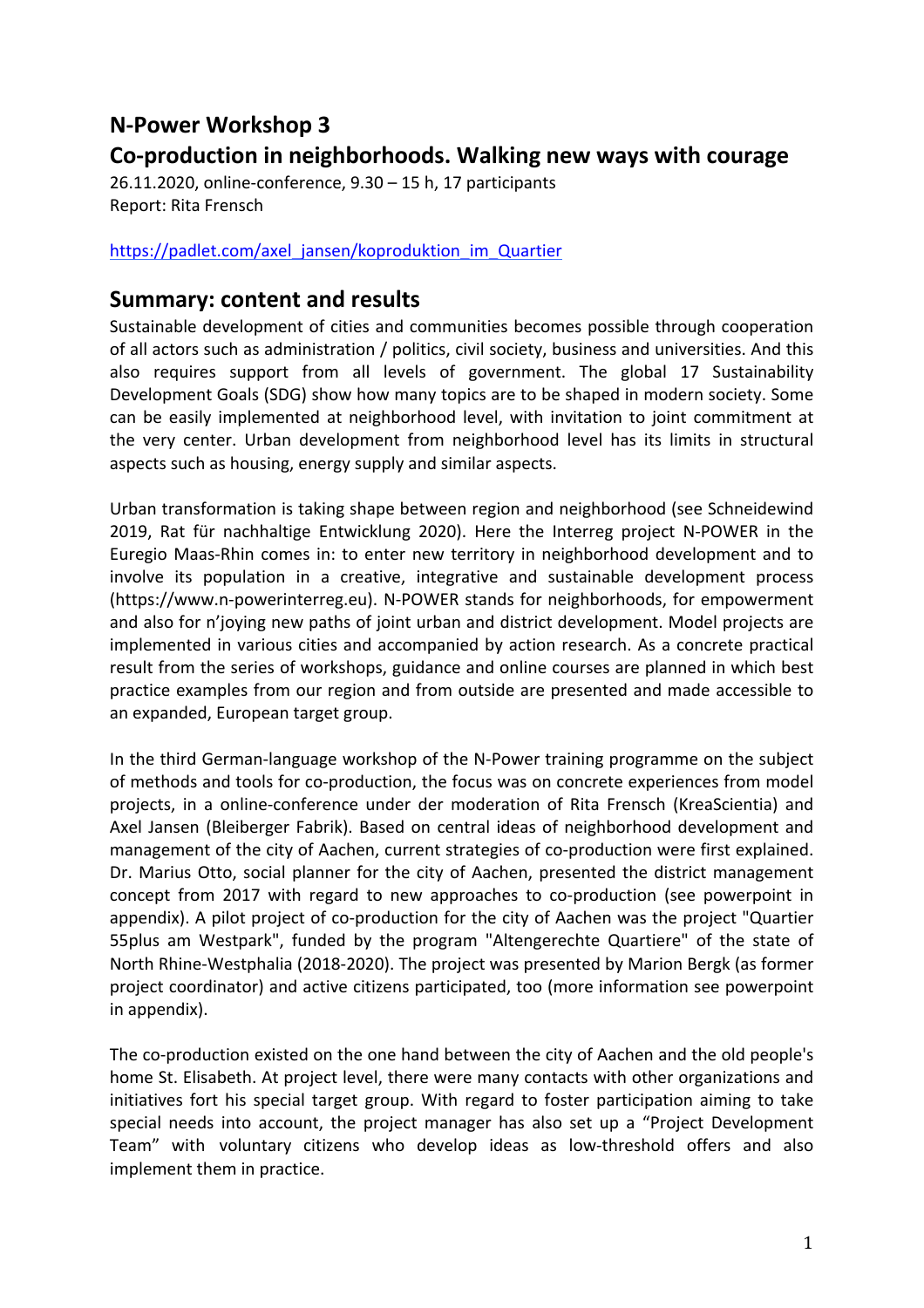# N-Power Workshop 3

## Co-production in neighborhoods. Walking new ways with courage

26.11.2020, online-conference, 9.30 – 15 h, 17 participants
Report: Rita Frensch

https://padlet.com/axel_jansen/koproduktion_im_Quartier

## Summary: content and results

Sustainable development of cities and communities becomes possible through cooperation of all actors such as administration / politics, civil society, business and universities. And this also requires support from all levels of government. The global 17 Sustainability Development Goals (SDG) show how many topics are to be shaped in modern society. Some can be easily implemented at neighborhood level, with invitation to joint commitment at the very center. Urban development from neighborhood level has its limits in structural aspects such as housing, energy supply and similar aspects.

Urban transformation is taking shape between region and neighborhood (see Schneidewind 2019, Rat für nachhaltige Entwicklung 2020). Here the Interreg project N-POWER in the Euregio Maas-Rhin comes in: to enter new territory in neighborhood development and to involve its population in a creative, integrative and sustainable development process (https://www.n-powerinterreg.eu). N-POWER stands for neighborhoods, for empowerment and also for n'joying new paths of joint urban and district development. Model projects are implemented in various cities and accompanied by action research. As a concrete practical result from the series of workshops, guidance and online courses are planned in which best practice examples from our region and from outside are presented and made accessible to an expanded, European target group.

In the third German-language workshop of the N-Power training programme on the subject of methods and tools for co-production, the focus was on concrete experiences from model projects, in a online-conference under der moderation of Rita Frensch (KreaScientia) and Axel Jansen (Bleiberger Fabrik). Based on central ideas of neighborhood development and management of the city of Aachen, current strategies of co-production were first explained. Dr. Marius Otto, social planner for the city of Aachen, presented the district management concept from 2017 with regard to new approaches to co-production (see powerpoint in appendix). A pilot project of co-production for the city of Aachen was the project "Quartier 55plus am Westpark", funded by the program "Altengerechte Quartiere" of the state of North Rhine-Westphalia (2018-2020). The project was presented by Marion Bergk (as former project coordinator) and active citizens participated, too (more information see powerpoint in appendix).

The co-production existed on the one hand between the city of Aachen and the old people's home St. Elisabeth. At project level, there were many contacts with other organizations and initiatives fort his special target group. With regard to foster participation aiming to take special needs into account, the project manager has also set up a "Project Development Team" with voluntary citizens who develop ideas as low-threshold offers and also implement them in practice.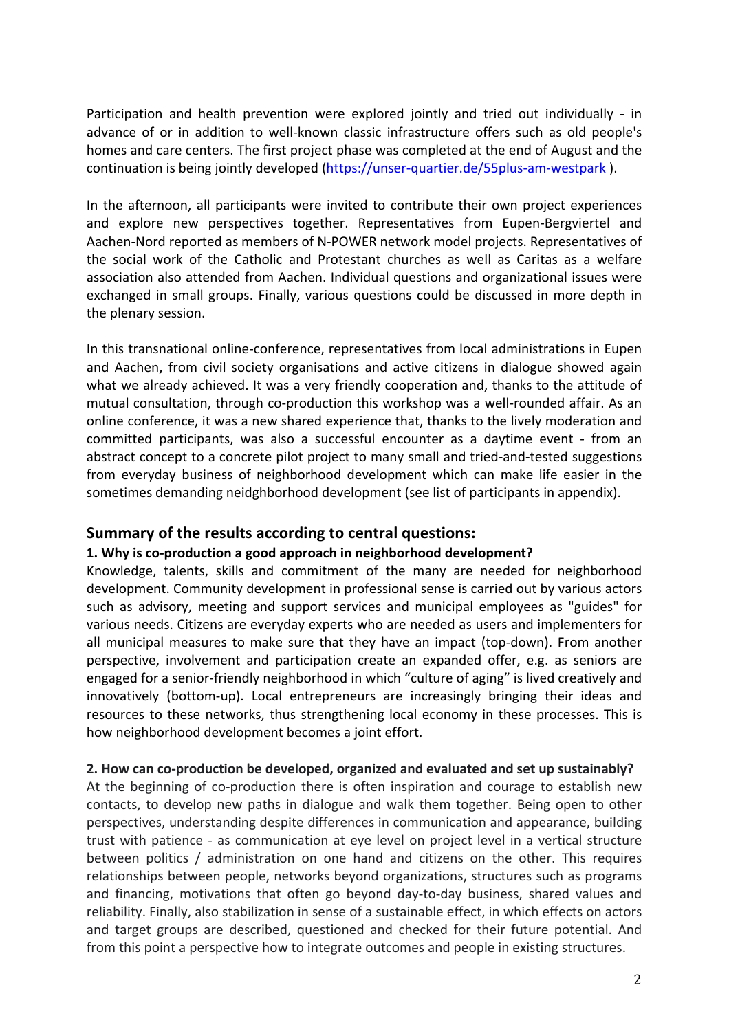Participation and health prevention were explored jointly and tried out individually - in advance of or in addition to well-known classic infrastructure offers such as old people's homes and care centers. The first project phase was completed at the end of August and the continuation is being jointly developed (https://unser-quartier.de/55plus-am-westpark ).

In the afternoon, all participants were invited to contribute their own project experiences and explore new perspectives together. Representatives from Eupen-Bergviertel and Aachen-Nord reported as members of N-POWER network model projects. Representatives of the social work of the Catholic and Protestant churches as well as Caritas as a welfare association also attended from Aachen. Individual questions and organizational issues were exchanged in small groups. Finally, various questions could be discussed in more depth in the plenary session.

In this transnational online-conference, representatives from local administrations in Eupen and Aachen, from civil society organisations and active citizens in dialogue showed again what we already achieved. It was a very friendly cooperation and, thanks to the attitude of mutual consultation, through co-production this workshop was a well-rounded affair. As an online conference, it was a new shared experience that, thanks to the lively moderation and committed participants, was also a successful encounter as a daytime event - from an abstract concept to a concrete pilot project to many small and tried-and-tested suggestions from everyday business of neighborhood development which can make life easier in the sometimes demanding neidghborhood development (see list of participants in appendix).

## Summary of the results according to central questions:

**1. Why is co-production a good approach in neighborhood development?**

Knowledge, talents, skills and commitment of the many are needed for neighborhood development. Community development in professional sense is carried out by various actors such as advisory, meeting and support services and municipal employees as "guides" for various needs. Citizens are everyday experts who are needed as users and implementers for all municipal measures to make sure that they have an impact (top-down). From another perspective, involvement and participation create an expanded offer, e.g. as seniors are engaged for a senior-friendly neighborhood in which "culture of aging" is lived creatively and innovatively (bottom-up). Local entrepreneurs are increasingly bringing their ideas and resources to these networks, thus strengthening local economy in these processes. This is how neighborhood development becomes a joint effort.

**2. How can co-production be developed, organized and evaluated and set up sustainably?**

At the beginning of co-production there is often inspiration and courage to establish new contacts, to develop new paths in dialogue and walk them together. Being open to other perspectives, understanding despite differences in communication and appearance, building trust with patience - as communication at eye level on project level in a vertical structure between politics / administration on one hand and citizens on the other. This requires relationships between people, networks beyond organizations, structures such as programs and financing, motivations that often go beyond day-to-day business, shared values and reliability. Finally, also stabilization in sense of a sustainable effect, in which effects on actors and target groups are described, questioned and checked for their future potential. And from this point a perspective how to integrate outcomes and people in existing structures.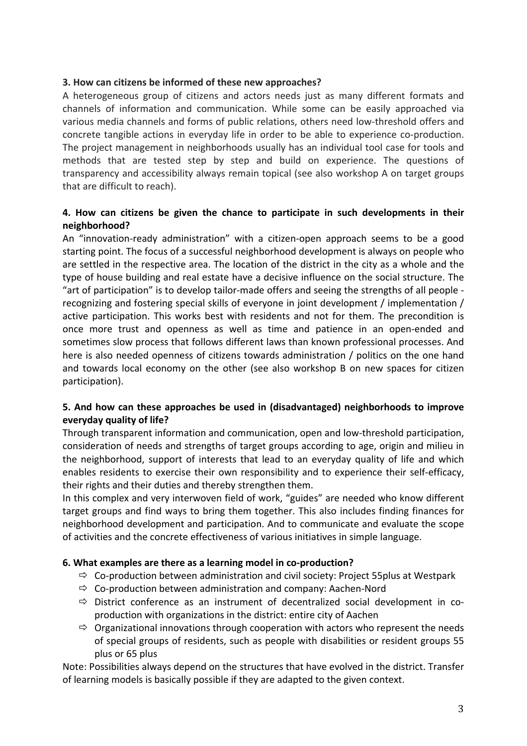**3. How can citizens be informed of these new approaches?**

A heterogeneous group of citizens and actors needs just as many different formats and channels of information and communication. While some can be easily approached via various media channels and forms of public relations, others need low-threshold offers and concrete tangible actions in everyday life in order to be able to experience co-production. The project management in neighborhoods usually has an individual tool case for tools and methods that are tested step by step and build on experience. The questions of transparency and accessibility always remain topical (see also workshop A on target groups that are difficult to reach).

**4. How can citizens be given the chance to participate in such developments in their neighborhood?**

An "innovation-ready administration" with a citizen-open approach seems to be a good starting point. The focus of a successful neighborhood development is always on people who are settled in the respective area. The location of the district in the city as a whole and the type of house building and real estate have a decisive influence on the social structure. The "art of participation" is to develop tailor-made offers and seeing the strengths of all people - recognizing and fostering special skills of everyone in joint development / implementation / active participation. This works best with residents and not for them. The precondition is once more trust and openness as well as time and patience in an open-ended and sometimes slow process that follows different laws than known professional processes. And here is also needed openness of citizens towards administration / politics on the one hand and towards local economy on the other (see also workshop B on new spaces for citizen participation).

**5. And how can these approaches be used in (disadvantaged) neighborhoods to improve everyday quality of life?**

Through transparent information and communication, open and low-threshold participation, consideration of needs and strengths of target groups according to age, origin and milieu in the neighborhood, support of interests that lead to an everyday quality of life and which enables residents to exercise their own responsibility and to experience their self-efficacy, their rights and their duties and thereby strengthen them.

In this complex and very interwoven field of work, "guides" are needed who know different target groups and find ways to bring them together. This also includes finding finances for neighborhood development and participation. And to communicate and evaluate the scope of activities and the concrete effectiveness of various initiatives in simple language.

**6. What examples are there as a learning model in co-production?**

- ⇨ Co-production between administration and civil society: Project 55plus at Westpark
- ⇨ Co-production between administration and company: Aachen-Nord
- ⇨ District conference as an instrument of decentralized social development in co-production with organizations in the district: entire city of Aachen
- ⇨ Organizational innovations through cooperation with actors who represent the needs of special groups of residents, such as people with disabilities or resident groups 55 plus or 65 plus

Note: Possibilities always depend on the structures that have evolved in the district. Transfer of learning models is basically possible if they are adapted to the given context.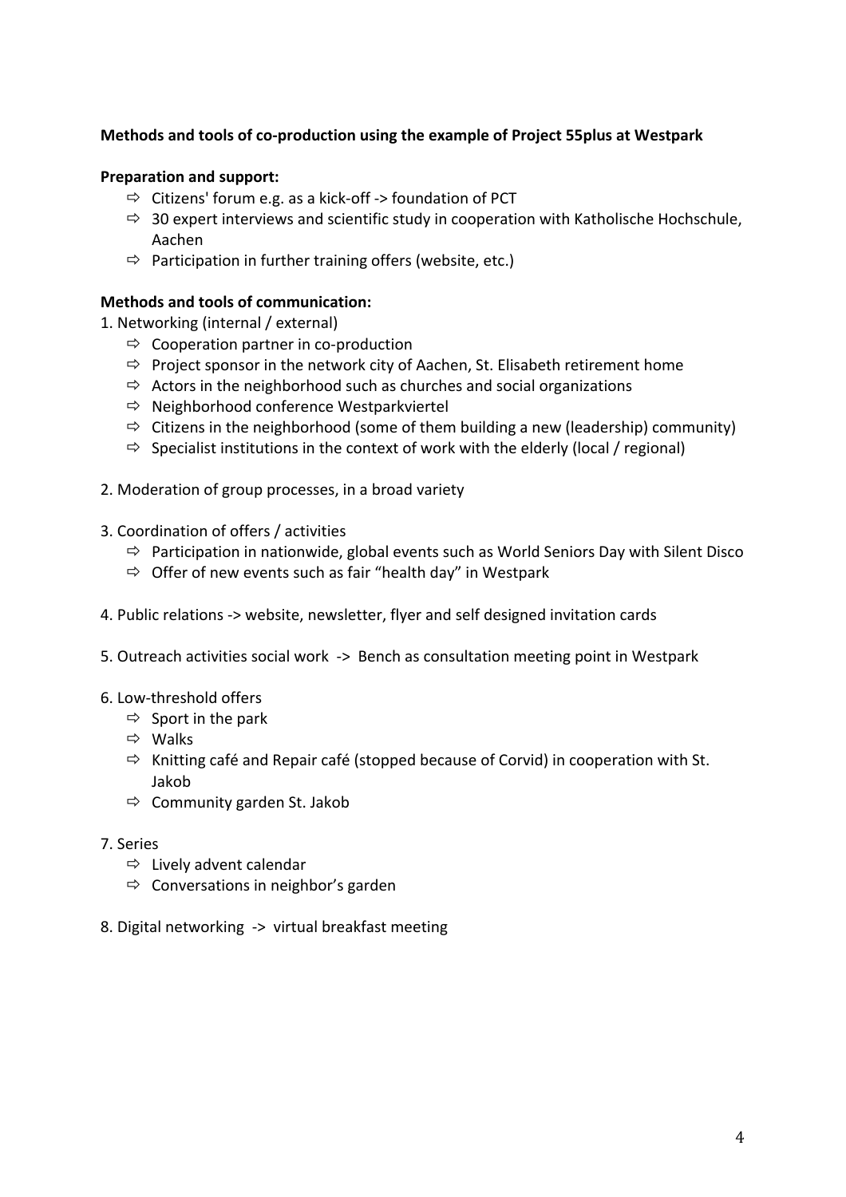**Methods and tools of co-production using the example of Project 55plus at Westpark**

**Preparation and support:**

- ⇨ Citizens' forum e.g. as a kick-off -> foundation of PCT
- ⇨ 30 expert interviews and scientific study in cooperation with Katholische Hochschule, Aachen
- ⇨ Participation in further training offers (website, etc.)

**Methods and tools of communication:**

1. Networking (internal / external)
   - ⇨ Cooperation partner in co-production
   - ⇨ Project sponsor in the network city of Aachen, St. Elisabeth retirement home
   - ⇨ Actors in the neighborhood such as churches and social organizations
   - ⇨ Neighborhood conference Westparkviertel
   - ⇨ Citizens in the neighborhood (some of them building a new (leadership) community)
   - ⇨ Specialist institutions in the context of work with the elderly (local / regional)

2. Moderation of group processes, in a broad variety

3. Coordination of offers / activities
   - ⇨ Participation in nationwide, global events such as World Seniors Day with Silent Disco
   - ⇨ Offer of new events such as fair "health day" in Westpark

4. Public relations -> website, newsletter, flyer and self designed invitation cards

5. Outreach activities social work -> Bench as consultation meeting point in Westpark

6. Low-threshold offers
   - ⇨ Sport in the park
   - ⇨ Walks
   - ⇨ Knitting café and Repair café (stopped because of Corvid) in cooperation with St. Jakob
   - ⇨ Community garden St. Jakob

7. Series
   - ⇨ Lively advent calendar
   - ⇨ Conversations in neighbor's garden

8. Digital networking -> virtual breakfast meeting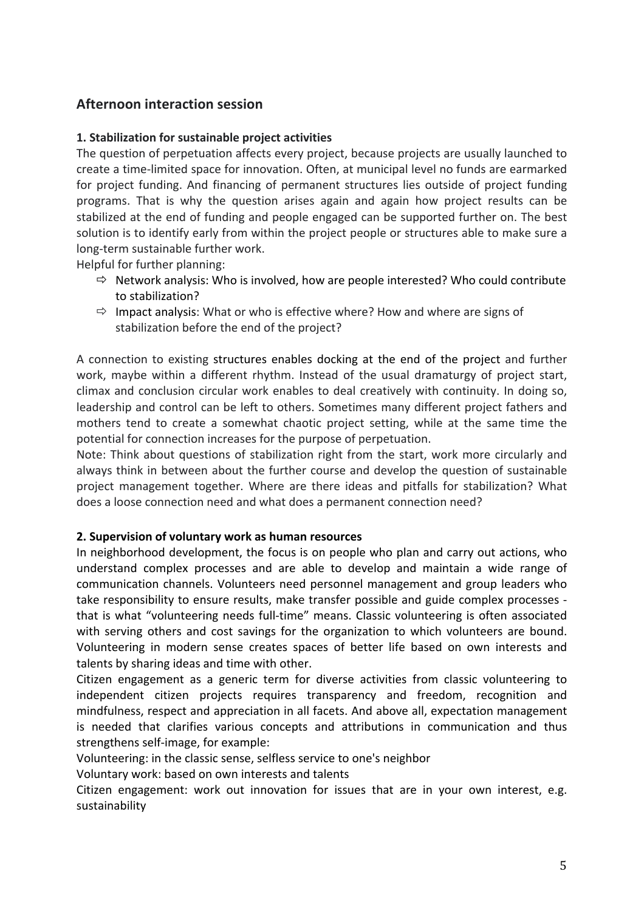## Afternoon interaction session

**1. Stabilization for sustainable project activities**

The question of perpetuation affects every project, because projects are usually launched to create a time-limited space for innovation. Often, at municipal level no funds are earmarked for project funding. And financing of permanent structures lies outside of project funding programs. That is why the question arises again and again how project results can be stabilized at the end of funding and people engaged can be supported further on. The best solution is to identify early from within the project people or structures able to make sure a long-term sustainable further work.

Helpful for further planning:

- ⇨ Network analysis: Who is involved, how are people interested? Who could contribute to stabilization?
- ⇨ Impact analysis: What or who is effective where? How and where are signs of stabilization before the end of the project?

A connection to existing structures enables docking at the end of the project and further work, maybe within a different rhythm. Instead of the usual dramaturgy of project start, climax and conclusion circular work enables to deal creatively with continuity. In doing so, leadership and control can be left to others. Sometimes many different project fathers and mothers tend to create a somewhat chaotic project setting, while at the same time the potential for connection increases for the purpose of perpetuation.

Note: Think about questions of stabilization right from the start, work more circularly and always think in between about the further course and develop the question of sustainable project management together. Where are there ideas and pitfalls for stabilization? What does a loose connection need and what does a permanent connection need?

**2. Supervision of voluntary work as human resources**

In neighborhood development, the focus is on people who plan and carry out actions, who understand complex processes and are able to develop and maintain a wide range of communication channels. Volunteers need personnel management and group leaders who take responsibility to ensure results, make transfer possible and guide complex processes - that is what "volunteering needs full-time" means. Classic volunteering is often associated with serving others and cost savings for the organization to which volunteers are bound. Volunteering in modern sense creates spaces of better life based on own interests and talents by sharing ideas and time with other.

Citizen engagement as a generic term for diverse activities from classic volunteering to independent citizen projects requires transparency and freedom, recognition and mindfulness, respect and appreciation in all facets. And above all, expectation management is needed that clarifies various concepts and attributions in communication and thus strengthens self-image, for example:

Volunteering: in the classic sense, selfless service to one's neighbor

Voluntary work: based on own interests and talents

Citizen engagement: work out innovation for issues that are in your own interest, e.g. sustainability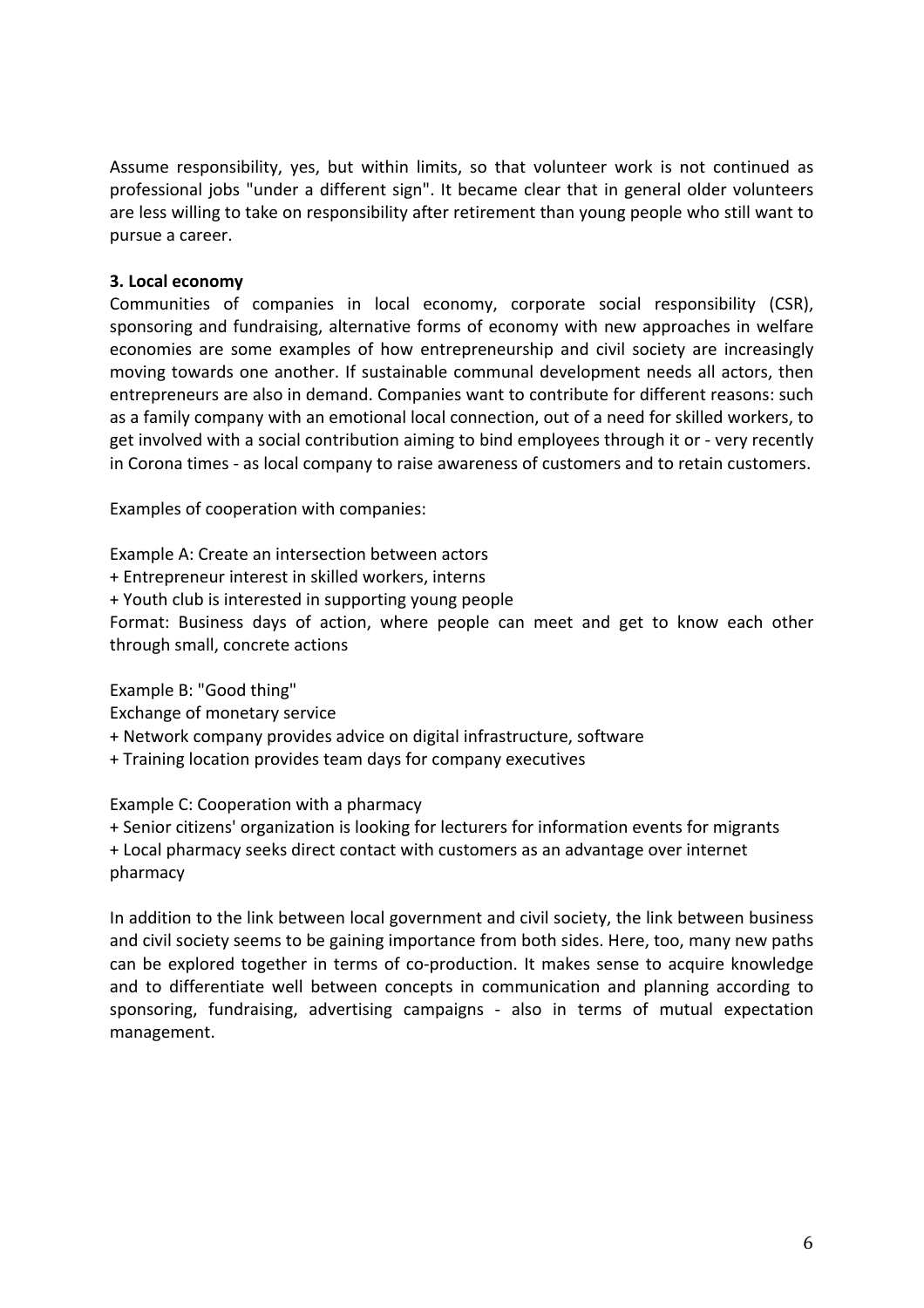Assume responsibility, yes, but within limits, so that volunteer work is not continued as professional jobs "under a different sign". It became clear that in general older volunteers are less willing to take on responsibility after retirement than young people who still want to pursue a career.

**3. Local economy**

Communities of companies in local economy, corporate social responsibility (CSR), sponsoring and fundraising, alternative forms of economy with new approaches in welfare economies are some examples of how entrepreneurship and civil society are increasingly moving towards one another. If sustainable communal development needs all actors, then entrepreneurs are also in demand. Companies want to contribute for different reasons: such as a family company with an emotional local connection, out of a need for skilled workers, to get involved with a social contribution aiming to bind employees through it or - very recently in Corona times - as local company to raise awareness of customers and to retain customers.

Examples of cooperation with companies:

Example A: Create an intersection between actors
+ Entrepreneur interest in skilled workers, interns
+ Youth club is interested in supporting young people
Format: Business days of action, where people can meet and get to know each other through small, concrete actions

Example B: "Good thing"
Exchange of monetary service
+ Network company provides advice on digital infrastructure, software
+ Training location provides team days for company executives

Example C: Cooperation with a pharmacy
+ Senior citizens' organization is looking for lecturers for information events for migrants
+ Local pharmacy seeks direct contact with customers as an advantage over internet pharmacy

In addition to the link between local government and civil society, the link between business and civil society seems to be gaining importance from both sides. Here, too, many new paths can be explored together in terms of co-production. It makes sense to acquire knowledge and to differentiate well between concepts in communication and planning according to sponsoring, fundraising, advertising campaigns - also in terms of mutual expectation management.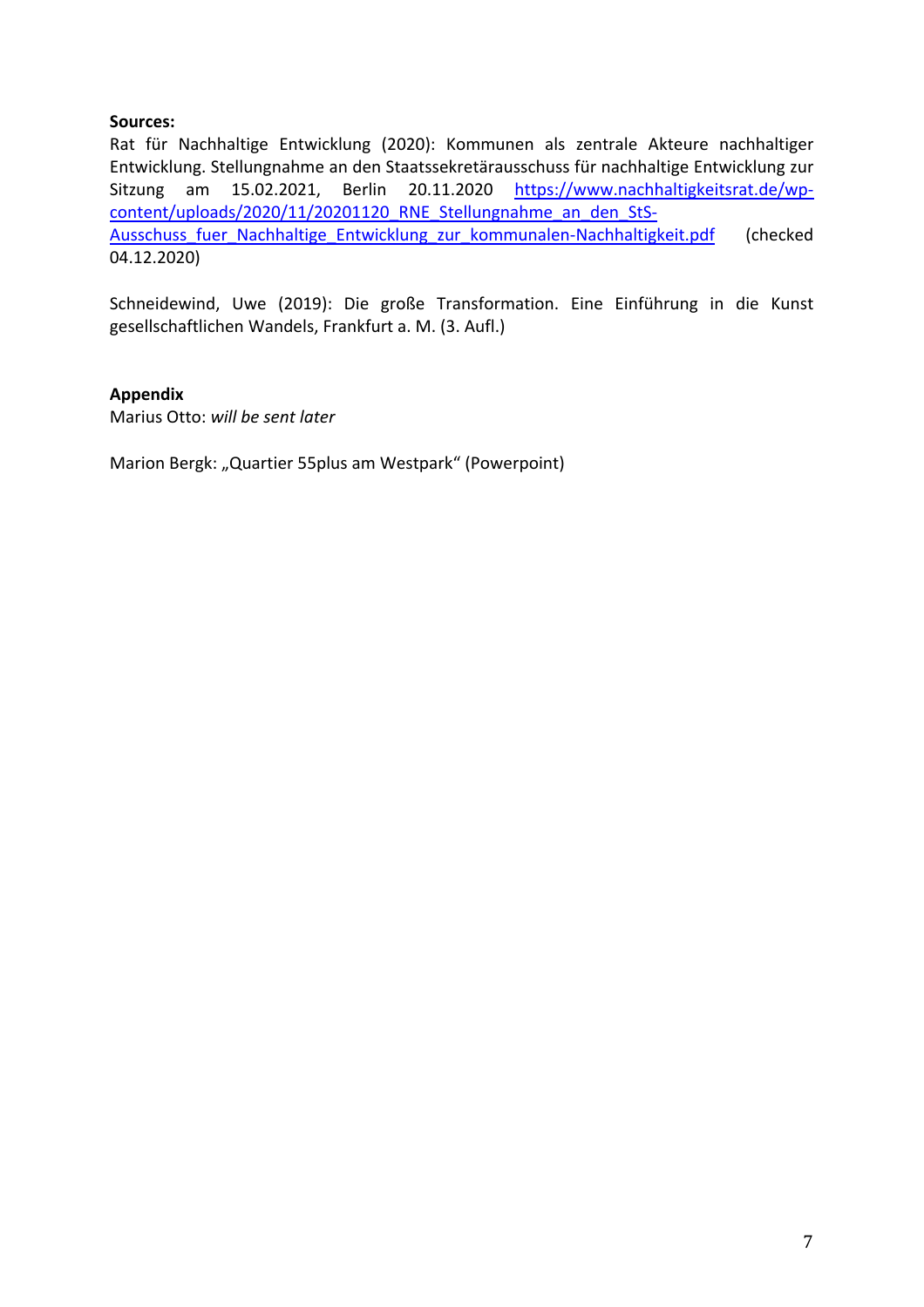**Sources:**

Rat für Nachhaltige Entwicklung (2020): Kommunen als zentrale Akteure nachhaltiger Entwicklung. Stellungnahme an den Staatssekretärausschuss für nachhaltige Entwicklung zur Sitzung am 15.02.2021, Berlin 20.11.2020 https://www.nachhaltigkeitsrat.de/wp-content/uploads/2020/11/20201120_RNE_Stellungnahme_an_den_StS-Ausschuss_fuer_Nachhaltige_Entwicklung_zur_kommunalen-Nachhaltigkeit.pdf (checked 04.12.2020)

Schneidewind, Uwe (2019): Die große Transformation. Eine Einführung in die Kunst gesellschaftlichen Wandels, Frankfurt a. M. (3. Aufl.)

**Appendix**

Marius Otto: *will be sent later*

Marion Bergk: „Quartier 55plus am Westpark“ (Powerpoint)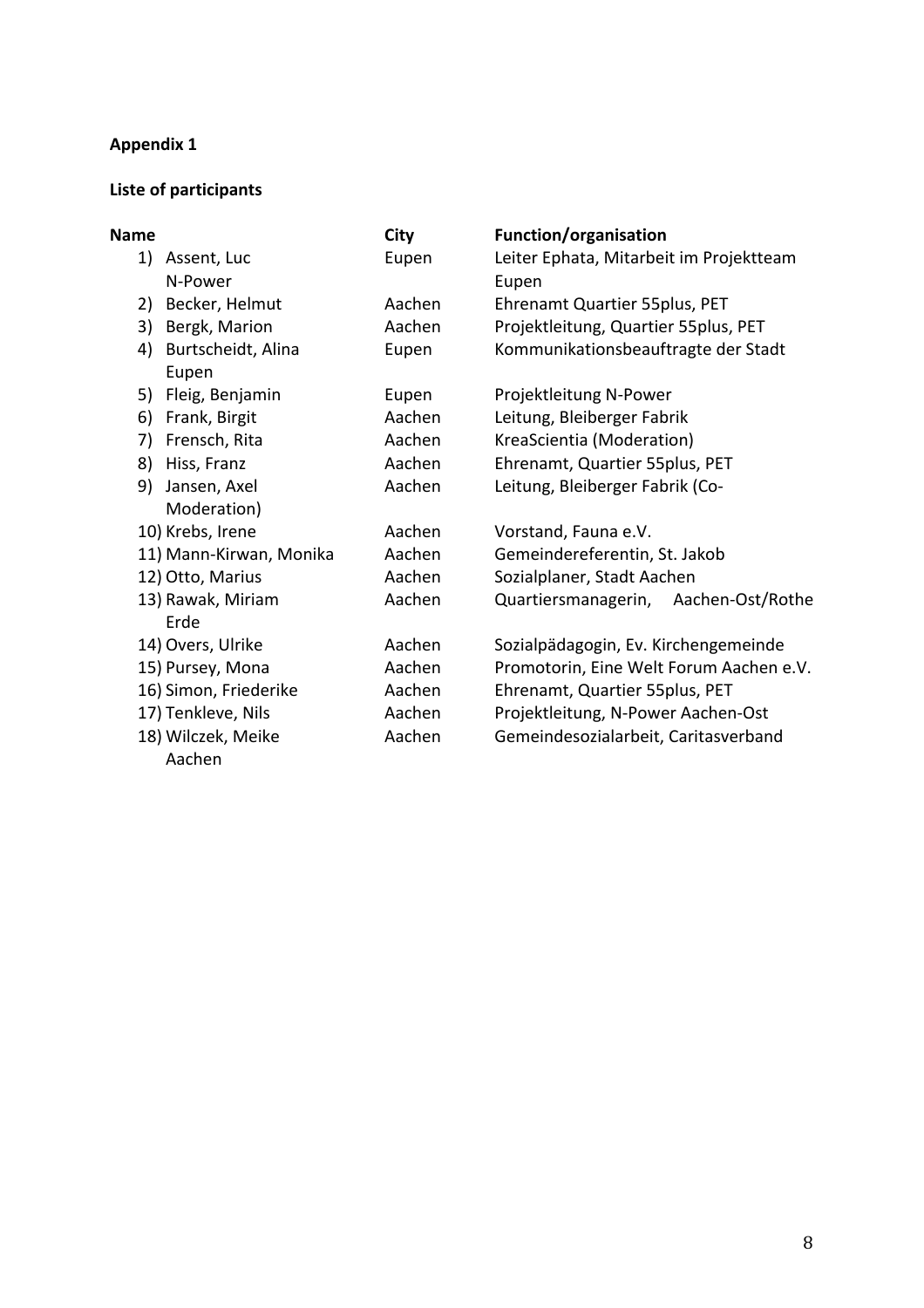**Appendix 1**

**Liste of participants**

| **Name** | **City** | **Function/organisation** |
|---|---|---|
| 1) Assent, Luc | Eupen | Leiter Ephata, Mitarbeit im Projektteam N-Power Eupen |
| 2) Becker, Helmut | Aachen | Ehrenamt Quartier 55plus, PET |
| 3) Bergk, Marion | Aachen | Projektleitung, Quartier 55plus, PET |
| 4) Burtscheidt, Alina | Eupen | Kommunikationsbeauftragte der Stadt Eupen |
| 5) Fleig, Benjamin | Eupen | Projektleitung N-Power |
| 6) Frank, Birgit | Aachen | Leitung, Bleiberger Fabrik |
| 7) Frensch, Rita | Aachen | KreaScientia (Moderation) |
| 8) Hiss, Franz | Aachen | Ehrenamt, Quartier 55plus, PET |
| 9) Jansen, Axel | Aachen | Leitung, Bleiberger Fabrik (Co-Moderation) |
| 10) Krebs, Irene | Aachen | Vorstand, Fauna e.V. |
| 11) Mann-Kirwan, Monika | Aachen | Gemeindereferentin, St. Jakob |
| 12) Otto, Marius | Aachen | Sozialplaner, Stadt Aachen |
| 13) Rawak, Miriam | Aachen | Quartiersmanagerin, Aachen-Ost/Rothe Erde |
| 14) Overs, Ulrike | Aachen | Sozialpädagogin, Ev. Kirchengemeinde |
| 15) Pursey, Mona | Aachen | Promotorin, Eine Welt Forum Aachen e.V. |
| 16) Simon, Friederike | Aachen | Ehrenamt, Quartier 55plus, PET |
| 17) Tenkleve, Nils | Aachen | Projektleitung, N-Power Aachen-Ost |
| 18) Wilczek, Meike | Aachen | Gemeindesozialarbeit, Caritasverband Aachen |